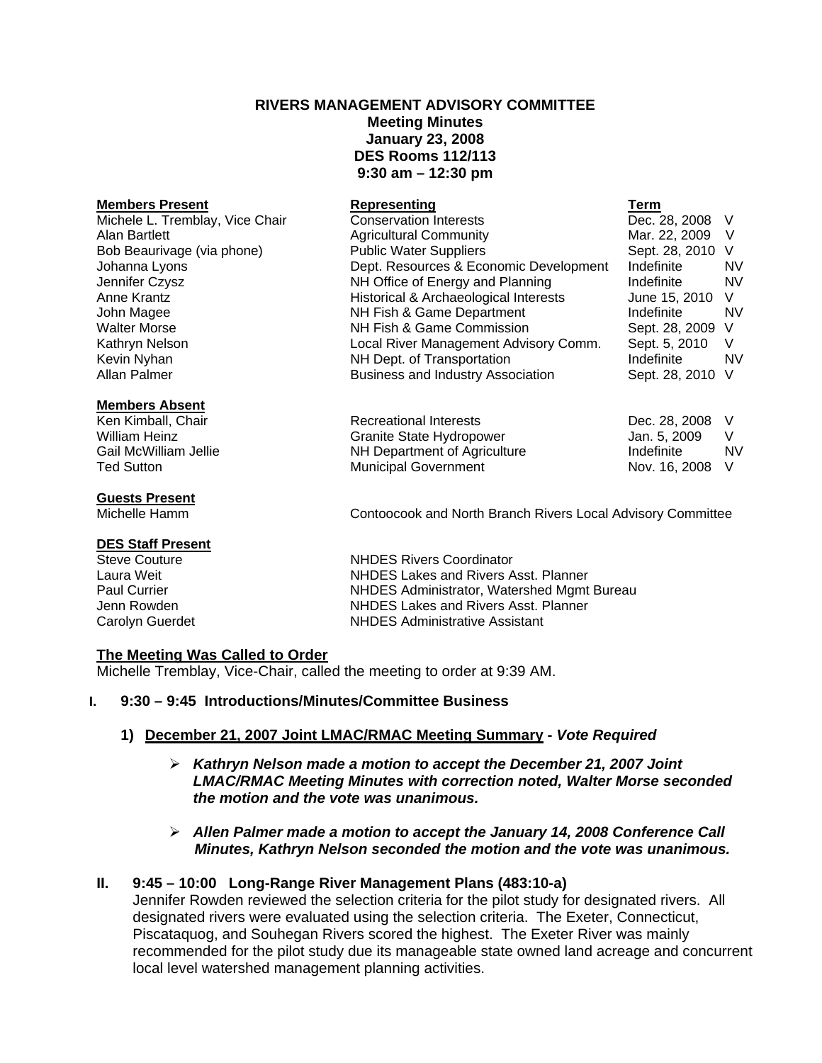# RIVERS MANAGEMENT ADVISORY COMMITTEE
## Meeting Minutes
## January 23, 2008
## DES Rooms 112/113
## 9:30 am – 12:30 pm

| **Members Present** | **Representing** | **Term** | |
|---|---|---|---|
| Michele L. Tremblay, Vice Chair | Conservation Interests | Dec. 28, 2008 | V |
| Alan Bartlett | Agricultural Community | Mar. 22, 2009 | V |
| Bob Beaurivage (via phone) | Public Water Suppliers | Sept. 28, 2010 | V |
| Johanna Lyons | Dept. Resources & Economic Development | Indefinite | NV |
| Jennifer Czysz | NH Office of Energy and Planning | Indefinite | NV |
| Anne Krantz | Historical & Archaeological Interests | June 15, 2010 | V |
| John Magee | NH Fish & Game Department | Indefinite | NV |
| Walter Morse | NH Fish & Game Commission | Sept. 28, 2009 | V |
| Kathryn Nelson | Local River Management Advisory Comm. | Sept. 5, 2010 | V |
| Kevin Nyhan | NH Dept. of Transportation | Indefinite | NV |
| Allan Palmer | Business and Industry Association | Sept. 28, 2010 | V |

| **Members Absent** | | | |
|---|---|---|---|
| Ken Kimball, Chair | Recreational Interests | Dec. 28, 2008 | V |
| William Heinz | Granite State Hydropower | Jan. 5, 2009 | V |
| Gail McWilliam Jellie | NH Department of Agriculture | Indefinite | NV |
| Ted Sutton | Municipal Government | Nov. 16, 2008 | V |

**Guests Present**

Michelle Hamm — Contoocook and North Branch Rivers Local Advisory Committee

**DES Staff Present**

| | |
|---|---|
| Steve Couture | NHDES Rivers Coordinator |
| Laura Weit | NHDES Lakes and Rivers Asst. Planner |
| Paul Currier | NHDES Administrator, Watershed Mgmt Bureau |
| Jenn Rowden | NHDES Lakes and Rivers Asst. Planner |
| Carolyn Guerdet | NHDES Administrative Assistant |

**The Meeting Was Called to Order**

Michelle Tremblay, Vice-Chair, called the meeting to order at 9:39 AM.

**I. 9:30 – 9:45 Introductions/Minutes/Committee Business**

**1) December 21, 2007 Joint LMAC/RMAC Meeting Summary -** ***Vote Required***

- ***Kathryn Nelson made a motion to accept the December 21, 2007 Joint LMAC/RMAC Meeting Minutes with correction noted, Walter Morse seconded the motion and the vote was unanimous.***

- ***Allen Palmer made a motion to accept the January 14, 2008 Conference Call Minutes, Kathryn Nelson seconded the motion and the vote was unanimous.***

**II. 9:45 – 10:00 Long-Range River Management Plans (483:10-a)**

Jennifer Rowden reviewed the selection criteria for the pilot study for designated rivers. All designated rivers were evaluated using the selection criteria. The Exeter, Connecticut, Piscataquog, and Souhegan Rivers scored the highest. The Exeter River was mainly recommended for the pilot study due its manageable state owned land acreage and concurrent local level watershed management planning activities.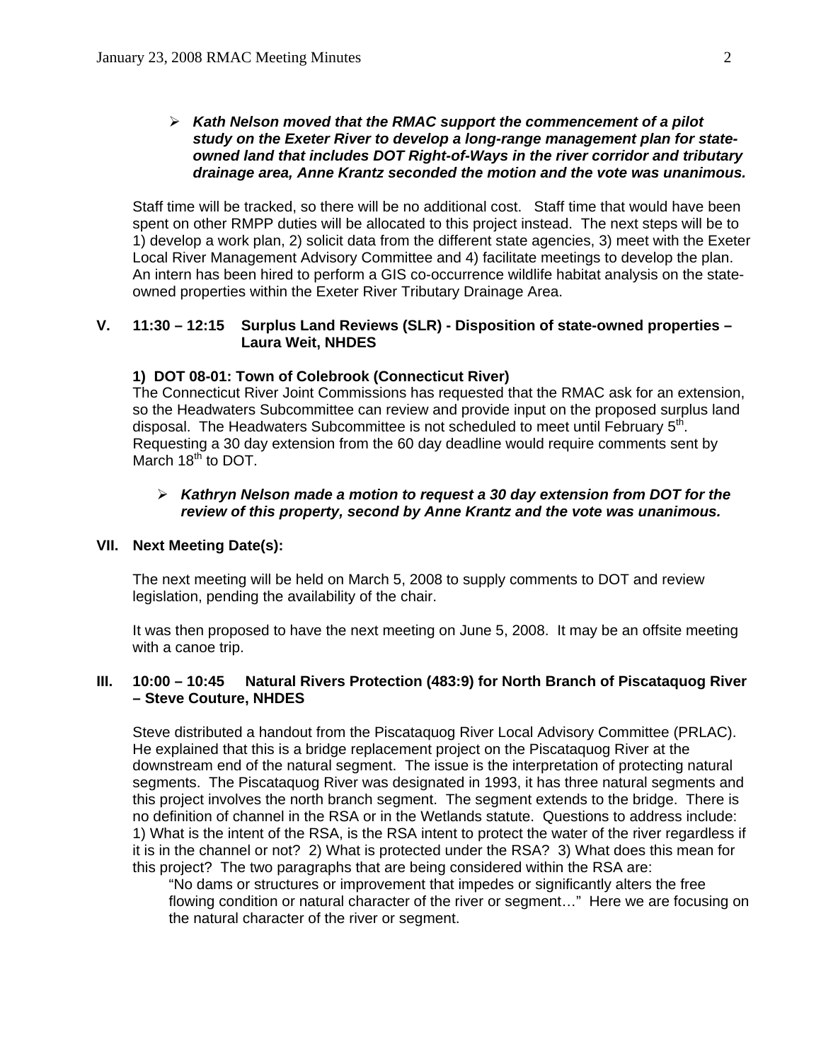- ***Kath Nelson moved that the RMAC support the commencement of a pilot study on the Exeter River to develop a long-range management plan for state-owned land that includes DOT Right-of-Ways in the river corridor and tributary drainage area, Anne Krantz seconded the motion and the vote was unanimous.***

Staff time will be tracked, so there will be no additional cost. Staff time that would have been spent on other RMPP duties will be allocated to this project instead. The next steps will be to 1) develop a work plan, 2) solicit data from the different state agencies, 3) meet with the Exeter Local River Management Advisory Committee and 4) facilitate meetings to develop the plan. An intern has been hired to perform a GIS co-occurrence wildlife habitat analysis on the state-owned properties within the Exeter River Tributary Drainage Area.

## V. 11:30 – 12:15 Surplus Land Reviews (SLR) - Disposition of state-owned properties – Laura Weit, NHDES

### 1) DOT 08-01: Town of Colebrook (Connecticut River)

The Connecticut River Joint Commissions has requested that the RMAC ask for an extension, so the Headwaters Subcommittee can review and provide input on the proposed surplus land disposal. The Headwaters Subcommittee is not scheduled to meet until February 5th. Requesting a 30 day extension from the 60 day deadline would require comments sent by March 18th to DOT.

- ***Kathryn Nelson made a motion to request a 30 day extension from DOT for the review of this property, second by Anne Krantz and the vote was unanimous.***

## VII. Next Meeting Date(s):

The next meeting will be held on March 5, 2008 to supply comments to DOT and review legislation, pending the availability of the chair.

It was then proposed to have the next meeting on June 5, 2008. It may be an offsite meeting with a canoe trip.

## III. 10:00 – 10:45 Natural Rivers Protection (483:9) for North Branch of Piscataquog River – Steve Couture, NHDES

Steve distributed a handout from the Piscataquog River Local Advisory Committee (PRLAC). He explained that this is a bridge replacement project on the Piscataquog River at the downstream end of the natural segment. The issue is the interpretation of protecting natural segments. The Piscataquog River was designated in 1993, it has three natural segments and this project involves the north branch segment. The segment extends to the bridge. There is no definition of channel in the RSA or in the Wetlands statute. Questions to address include: 1) What is the intent of the RSA, is the RSA intent to protect the water of the river regardless if it is in the channel or not? 2) What is protected under the RSA? 3) What does this mean for this project? The two paragraphs that are being considered within the RSA are:

> "No dams or structures or improvement that impedes or significantly alters the free flowing condition or natural character of the river or segment…" Here we are focusing on the natural character of the river or segment.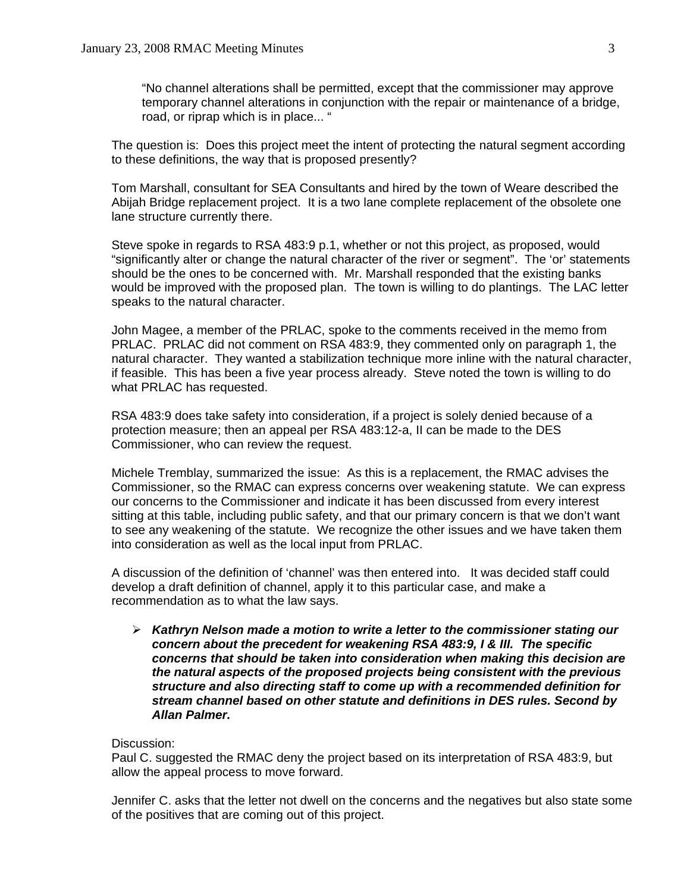> "No channel alterations shall be permitted, except that the commissioner may approve temporary channel alterations in conjunction with the repair or maintenance of a bridge, road, or riprap which is in place... "

The question is: Does this project meet the intent of protecting the natural segment according to these definitions, the way that is proposed presently?

Tom Marshall, consultant for SEA Consultants and hired by the town of Weare described the Abijah Bridge replacement project. It is a two lane complete replacement of the obsolete one lane structure currently there.

Steve spoke in regards to RSA 483:9 p.1, whether or not this project, as proposed, would "significantly alter or change the natural character of the river or segment". The 'or' statements should be the ones to be concerned with. Mr. Marshall responded that the existing banks would be improved with the proposed plan. The town is willing to do plantings. The LAC letter speaks to the natural character.

John Magee, a member of the PRLAC, spoke to the comments received in the memo from PRLAC. PRLAC did not comment on RSA 483:9, they commented only on paragraph 1, the natural character. They wanted a stabilization technique more inline with the natural character, if feasible. This has been a five year process already. Steve noted the town is willing to do what PRLAC has requested.

RSA 483:9 does take safety into consideration, if a project is solely denied because of a protection measure; then an appeal per RSA 483:12-a, II can be made to the DES Commissioner, who can review the request.

Michele Tremblay, summarized the issue: As this is a replacement, the RMAC advises the Commissioner, so the RMAC can express concerns over weakening statute. We can express our concerns to the Commissioner and indicate it has been discussed from every interest sitting at this table, including public safety, and that our primary concern is that we don't want to see any weakening of the statute. We recognize the other issues and we have taken them into consideration as well as the local input from PRLAC.

A discussion of the definition of 'channel' was then entered into. It was decided staff could develop a draft definition of channel, apply it to this particular case, and make a recommendation as to what the law says.

- ***Kathryn Nelson made a motion to write a letter to the commissioner stating our concern about the precedent for weakening RSA 483:9, I & III. The specific concerns that should be taken into consideration when making this decision are the natural aspects of the proposed projects being consistent with the previous structure and also directing staff to come up with a recommended definition for stream channel based on other statute and definitions in DES rules. Second by Allan Palmer.***

Discussion:
Paul C. suggested the RMAC deny the project based on its interpretation of RSA 483:9, but allow the appeal process to move forward.

Jennifer C. asks that the letter not dwell on the concerns and the negatives but also state some of the positives that are coming out of this project.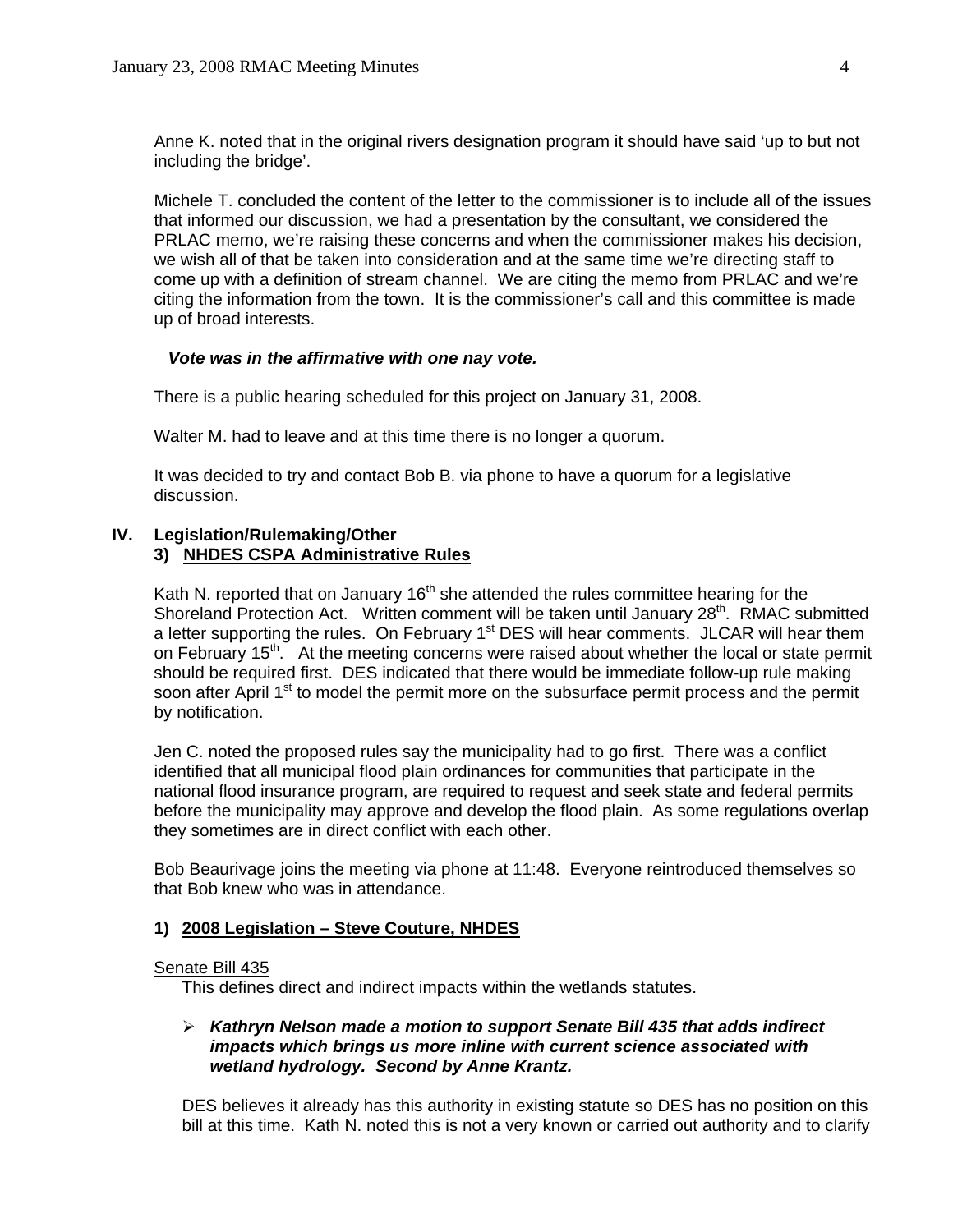Anne K. noted that in the original rivers designation program it should have said 'up to but not including the bridge'.

Michele T. concluded the content of the letter to the commissioner is to include all of the issues that informed our discussion, we had a presentation by the consultant, we considered the PRLAC memo, we're raising these concerns and when the commissioner makes his decision, we wish all of that be taken into consideration and at the same time we're directing staff to come up with a definition of stream channel. We are citing the memo from PRLAC and we're citing the information from the town. It is the commissioner's call and this committee is made up of broad interests.

***Vote was in the affirmative with one nay vote.***

There is a public hearing scheduled for this project on January 31, 2008.

Walter M. had to leave and at this time there is no longer a quorum.

It was decided to try and contact Bob B. via phone to have a quorum for a legislative discussion.

## IV. Legislation/Rulemaking/Other

### 3) NHDES CSPA Administrative Rules

Kath N. reported that on January 16th she attended the rules committee hearing for the Shoreland Protection Act. Written comment will be taken until January 28th. RMAC submitted a letter supporting the rules. On February 1st DES will hear comments. JLCAR will hear them on February 15th. At the meeting concerns were raised about whether the local or state permit should be required first. DES indicated that there would be immediate follow-up rule making soon after April 1st to model the permit more on the subsurface permit process and the permit by notification.

Jen C. noted the proposed rules say the municipality had to go first. There was a conflict identified that all municipal flood plain ordinances for communities that participate in the national flood insurance program, are required to request and seek state and federal permits before the municipality may approve and develop the flood plain. As some regulations overlap they sometimes are in direct conflict with each other.

Bob Beaurivage joins the meeting via phone at 11:48. Everyone reintroduced themselves so that Bob knew who was in attendance.

### 1) 2008 Legislation – Steve Couture, NHDES

Senate Bill 435

This defines direct and indirect impacts within the wetlands statutes.

- ***Kathryn Nelson made a motion to support Senate Bill 435 that adds indirect impacts which brings us more inline with current science associated with wetland hydrology. Second by Anne Krantz.***

DES believes it already has this authority in existing statute so DES has no position on this bill at this time. Kath N. noted this is not a very known or carried out authority and to clarify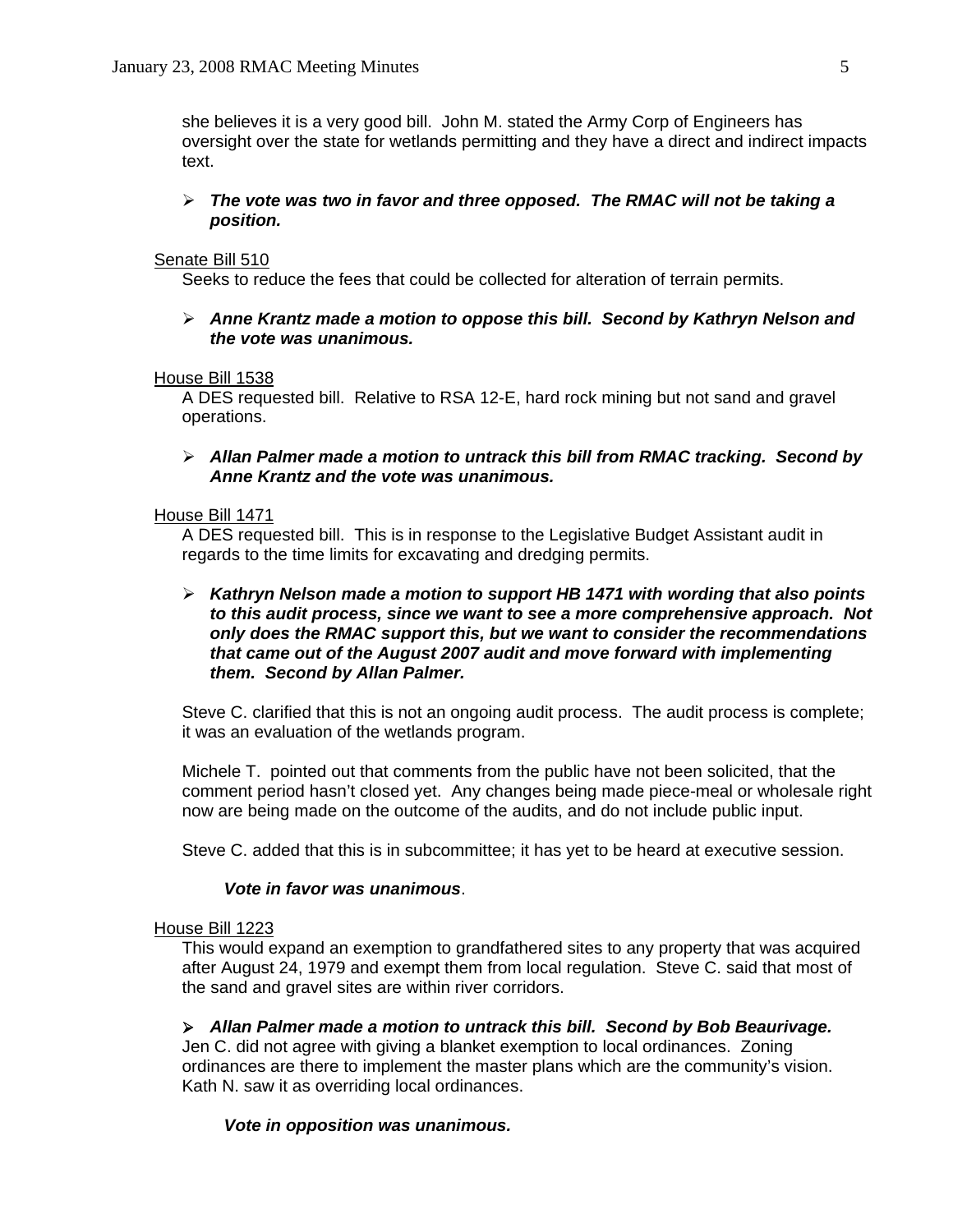she believes it is a very good bill. John M. stated the Army Corp of Engineers has oversight over the state for wetlands permitting and they have a direct and indirect impacts text.

- ***The vote was two in favor and three opposed. The RMAC will not be taking a position.***

Senate Bill 510

Seeks to reduce the fees that could be collected for alteration of terrain permits.

- ***Anne Krantz made a motion to oppose this bill. Second by Kathryn Nelson and the vote was unanimous.***

House Bill 1538

A DES requested bill. Relative to RSA 12-E, hard rock mining but not sand and gravel operations.

- ***Allan Palmer made a motion to untrack this bill from RMAC tracking. Second by Anne Krantz and the vote was unanimous.***

House Bill 1471

A DES requested bill. This is in response to the Legislative Budget Assistant audit in regards to the time limits for excavating and dredging permits.

- ***Kathryn Nelson made a motion to support HB 1471 with wording that also points to this audit process, since we want to see a more comprehensive approach. Not only does the RMAC support this, but we want to consider the recommendations that came out of the August 2007 audit and move forward with implementing them. Second by Allan Palmer.***

Steve C. clarified that this is not an ongoing audit process. The audit process is complete; it was an evaluation of the wetlands program.

Michele T. pointed out that comments from the public have not been solicited, that the comment period hasn't closed yet. Any changes being made piece-meal or wholesale right now are being made on the outcome of the audits, and do not include public input.

Steve C. added that this is in subcommittee; it has yet to be heard at executive session.

***Vote in favor was unanimous***.

House Bill 1223

This would expand an exemption to grandfathered sites to any property that was acquired after August 24, 1979 and exempt them from local regulation. Steve C. said that most of the sand and gravel sites are within river corridors.

- ***Allan Palmer made a motion to untrack this bill. Second by Bob Beaurivage.***

Jen C. did not agree with giving a blanket exemption to local ordinances. Zoning ordinances are there to implement the master plans which are the community's vision. Kath N. saw it as overriding local ordinances.

***Vote in opposition was unanimous.***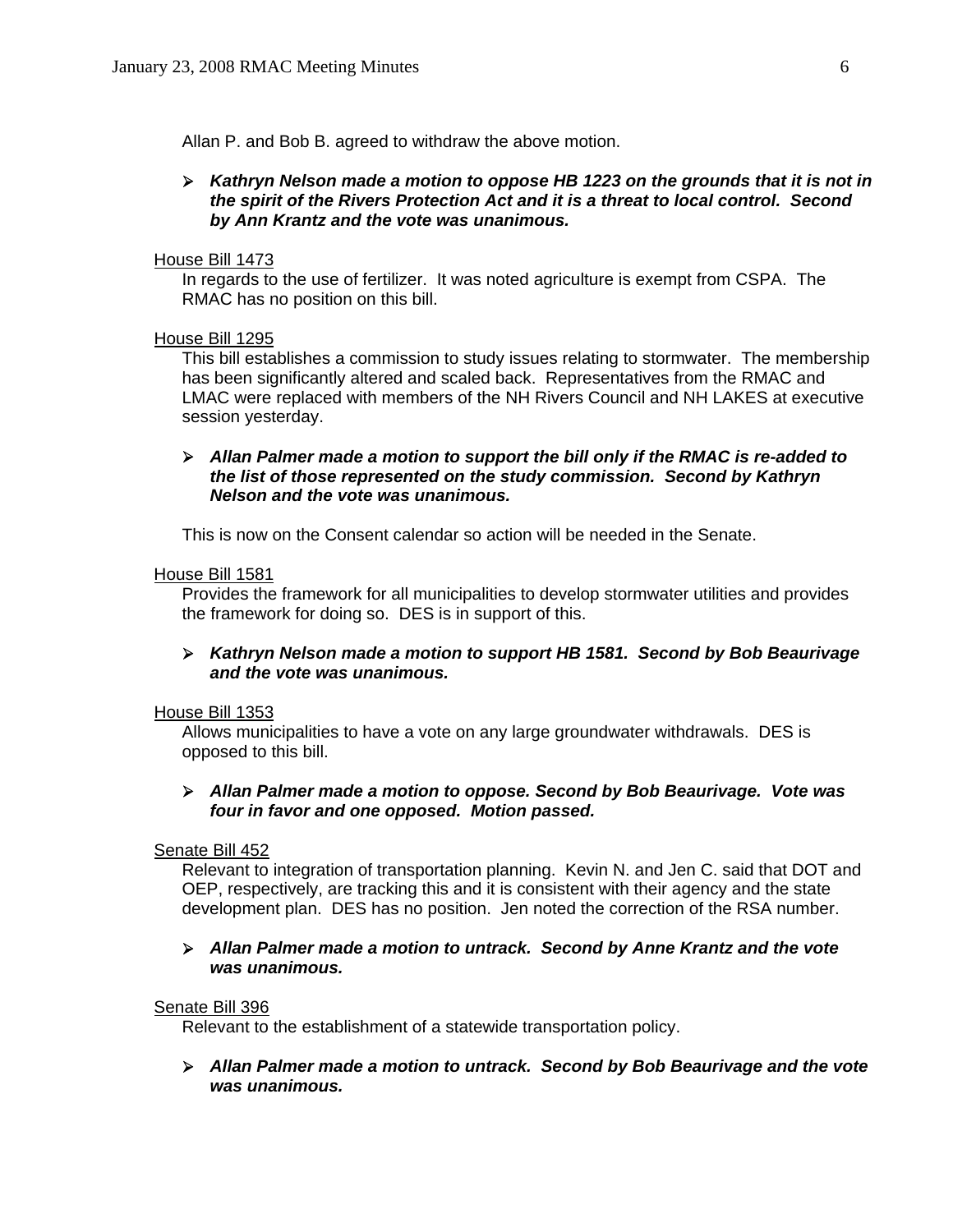Allan P. and Bob B. agreed to withdraw the above motion.

- ***Kathryn Nelson made a motion to oppose HB 1223 on the grounds that it is not in the spirit of the Rivers Protection Act and it is a threat to local control. Second by Ann Krantz and the vote was unanimous.***

House Bill 1473

In regards to the use of fertilizer. It was noted agriculture is exempt from CSPA. The RMAC has no position on this bill.

House Bill 1295

This bill establishes a commission to study issues relating to stormwater. The membership has been significantly altered and scaled back. Representatives from the RMAC and LMAC were replaced with members of the NH Rivers Council and NH LAKES at executive session yesterday.

- ***Allan Palmer made a motion to support the bill only if the RMAC is re-added to the list of those represented on the study commission. Second by Kathryn Nelson and the vote was unanimous.***

This is now on the Consent calendar so action will be needed in the Senate.

House Bill 1581

Provides the framework for all municipalities to develop stormwater utilities and provides the framework for doing so. DES is in support of this.

- ***Kathryn Nelson made a motion to support HB 1581. Second by Bob Beaurivage and the vote was unanimous.***

House Bill 1353

Allows municipalities to have a vote on any large groundwater withdrawals. DES is opposed to this bill.

- ***Allan Palmer made a motion to oppose. Second by Bob Beaurivage. Vote was four in favor and one opposed. Motion passed.***

Senate Bill 452

Relevant to integration of transportation planning. Kevin N. and Jen C. said that DOT and OEP, respectively, are tracking this and it is consistent with their agency and the state development plan. DES has no position. Jen noted the correction of the RSA number.

- ***Allan Palmer made a motion to untrack. Second by Anne Krantz and the vote was unanimous.***

Senate Bill 396

Relevant to the establishment of a statewide transportation policy.

- ***Allan Palmer made a motion to untrack. Second by Bob Beaurivage and the vote was unanimous.***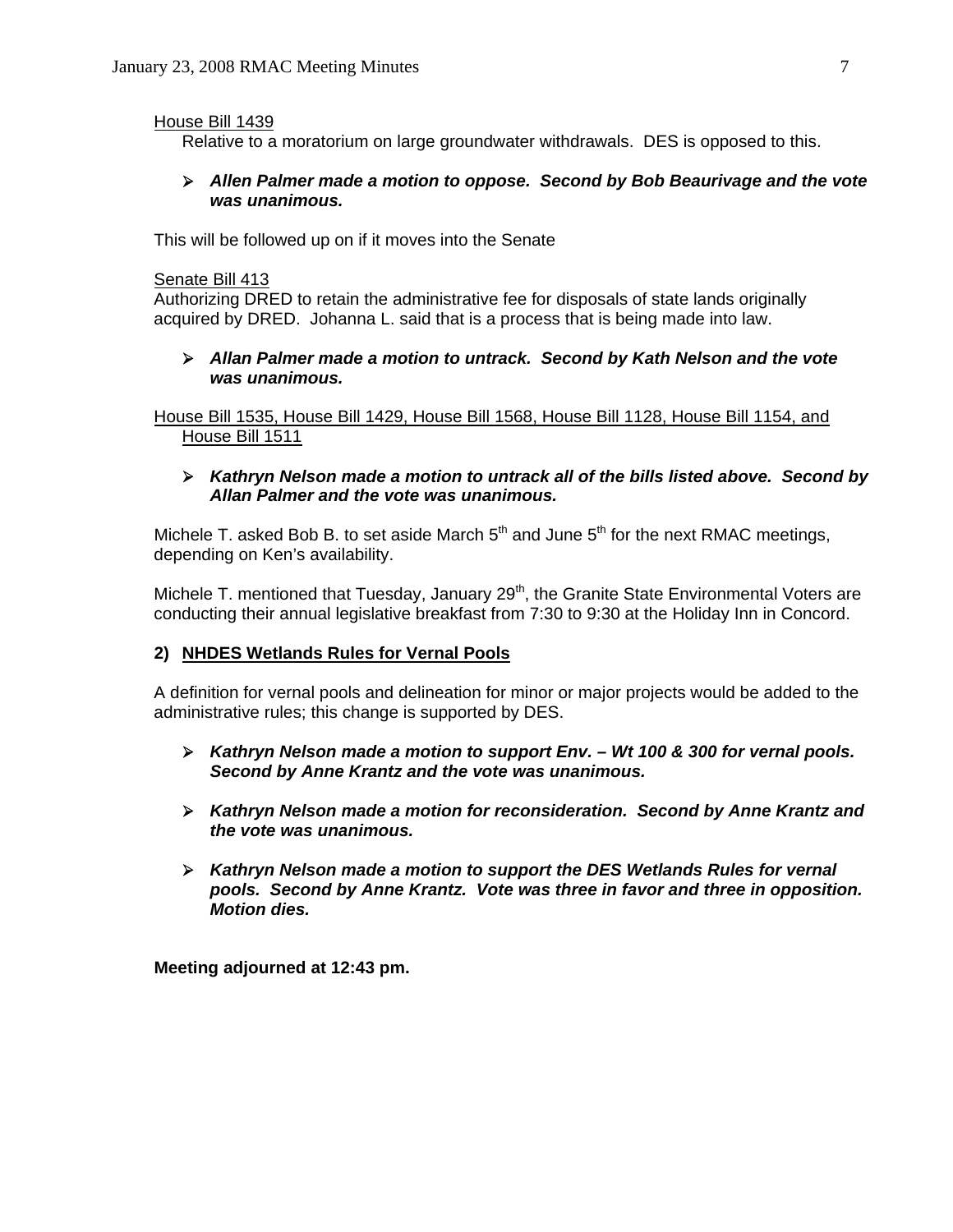House Bill 1439

Relative to a moratorium on large groundwater withdrawals. DES is opposed to this.

- ***Allen Palmer made a motion to oppose. Second by Bob Beaurivage and the vote was unanimous.***

This will be followed up on if it moves into the Senate

Senate Bill 413

Authorizing DRED to retain the administrative fee for disposals of state lands originally acquired by DRED. Johanna L. said that is a process that is being made into law.

- ***Allan Palmer made a motion to untrack. Second by Kath Nelson and the vote was unanimous.***

House Bill 1535, House Bill 1429, House Bill 1568, House Bill 1128, House Bill 1154, and House Bill 1511

- ***Kathryn Nelson made a motion to untrack all of the bills listed above. Second by Allan Palmer and the vote was unanimous.***

Michele T. asked Bob B. to set aside March 5th and June 5th for the next RMAC meetings, depending on Ken's availability.

Michele T. mentioned that Tuesday, January 29th, the Granite State Environmental Voters are conducting their annual legislative breakfast from 7:30 to 9:30 at the Holiday Inn in Concord.

## 2) NHDES Wetlands Rules for Vernal Pools

A definition for vernal pools and delineation for minor or major projects would be added to the administrative rules; this change is supported by DES.

- ***Kathryn Nelson made a motion to support Env. – Wt 100 & 300 for vernal pools. Second by Anne Krantz and the vote was unanimous.***
- ***Kathryn Nelson made a motion for reconsideration. Second by Anne Krantz and the vote was unanimous.***
- ***Kathryn Nelson made a motion to support the DES Wetlands Rules for vernal pools. Second by Anne Krantz. Vote was three in favor and three in opposition. Motion dies.***

**Meeting adjourned at 12:43 pm.**